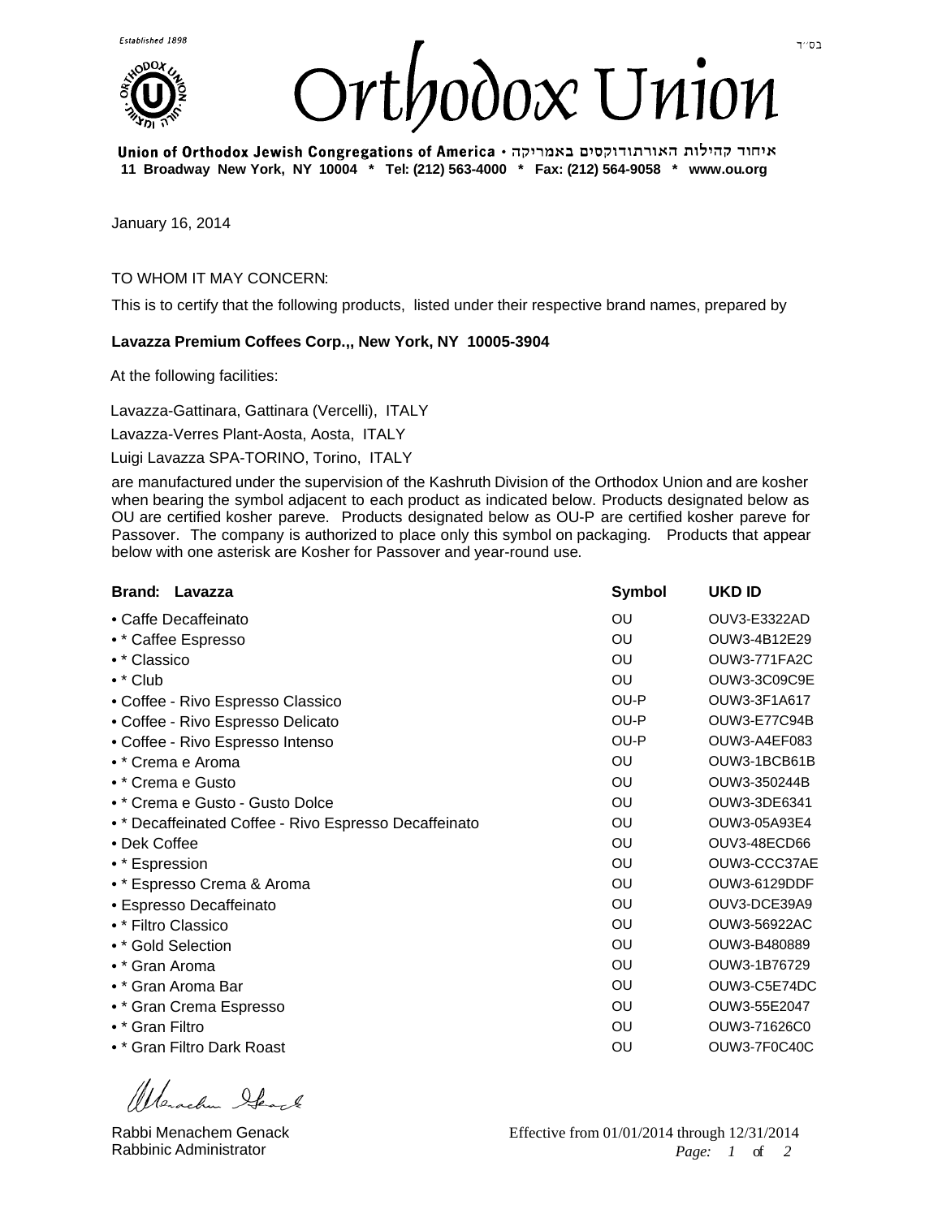Established 1898

בס״ד

# Orthodox Union

**Union of Orthodox Jewish Congregations of America • איחוד קהילות האורתודוקסים באמריקה**

**11 Broadway New York, NY 10004 * Tel: (212) 563-4000 * Fax: (212) 564-9058 * www.ou.org**

January 16, 2014

TO WHOM IT MAY CONCERN:

This is to certify that the following products, listed under their respective brand names, prepared by

**Lavazza Premium Coffees Corp.,, New York, NY 10005-3904**

At the following facilities:

Lavazza-Gattinara, Gattinara (Vercelli), ITALY

Lavazza-Verres Plant-Aosta, Aosta, ITALY

Luigi Lavazza SPA-TORINO, Torino, ITALY

are manufactured under the supervision of the Kashruth Division of the Orthodox Union and are kosher when bearing the symbol adjacent to each product as indicated below. Products designated below as OU are certified kosher pareve. Products designated below as OU-P are certified kosher pareve for Passover. The company is authorized to place only this symbol on packaging. Products that appear below with one asterisk are Kosher for Passover and year-round use.

| Brand: Lavazza | Symbol | UKD ID |
|---|---|---|
| • Caffe Decaffeinato | OU | OUV3-E3322AD |
| • * Caffee Espresso | OU | OUW3-4B12E29 |
| • * Classico | OU | OUW3-771FA2C |
| • * Club | OU | OUW3-3C09C9E |
| • Coffee - Rivo Espresso Classico | OU-P | OUW3-3F1A617 |
| • Coffee - Rivo Espresso Delicato | OU-P | OUW3-E77C94B |
| • Coffee - Rivo Espresso Intenso | OU-P | OUW3-A4EF083 |
| • * Crema e Aroma | OU | OUW3-1BCB61B |
| • * Crema e Gusto | OU | OUW3-350244B |
| • * Crema e Gusto - Gusto Dolce | OU | OUW3-3DE6341 |
| • * Decaffeinated Coffee - Rivo Espresso Decaffeinato | OU | OUW3-05A93E4 |
| • Dek Coffee | OU | OUV3-48ECD66 |
| • * Espression | OU | OUW3-CCC37AE |
| • * Espresso Crema & Aroma | OU | OUW3-6129DDF |
| • Espresso Decaffeinato | OU | OUV3-DCE39A9 |
| • * Filtro Classico | OU | OUW3-56922AC |
| • * Gold Selection | OU | OUW3-B480889 |
| • * Gran Aroma | OU | OUW3-1B76729 |
| • * Gran Aroma Bar | OU | OUW3-C5E74DC |
| • * Gran Crema Espresso | OU | OUW3-55E2047 |
| • * Gran Filtro | OU | OUW3-71626C0 |
| • * Gran Filtro Dark Roast | OU | OUW3-7F0C40C |

Rabbi Menachem Genack
Rabbinic Administrator

Effective from 01/01/2014 through 12/31/2014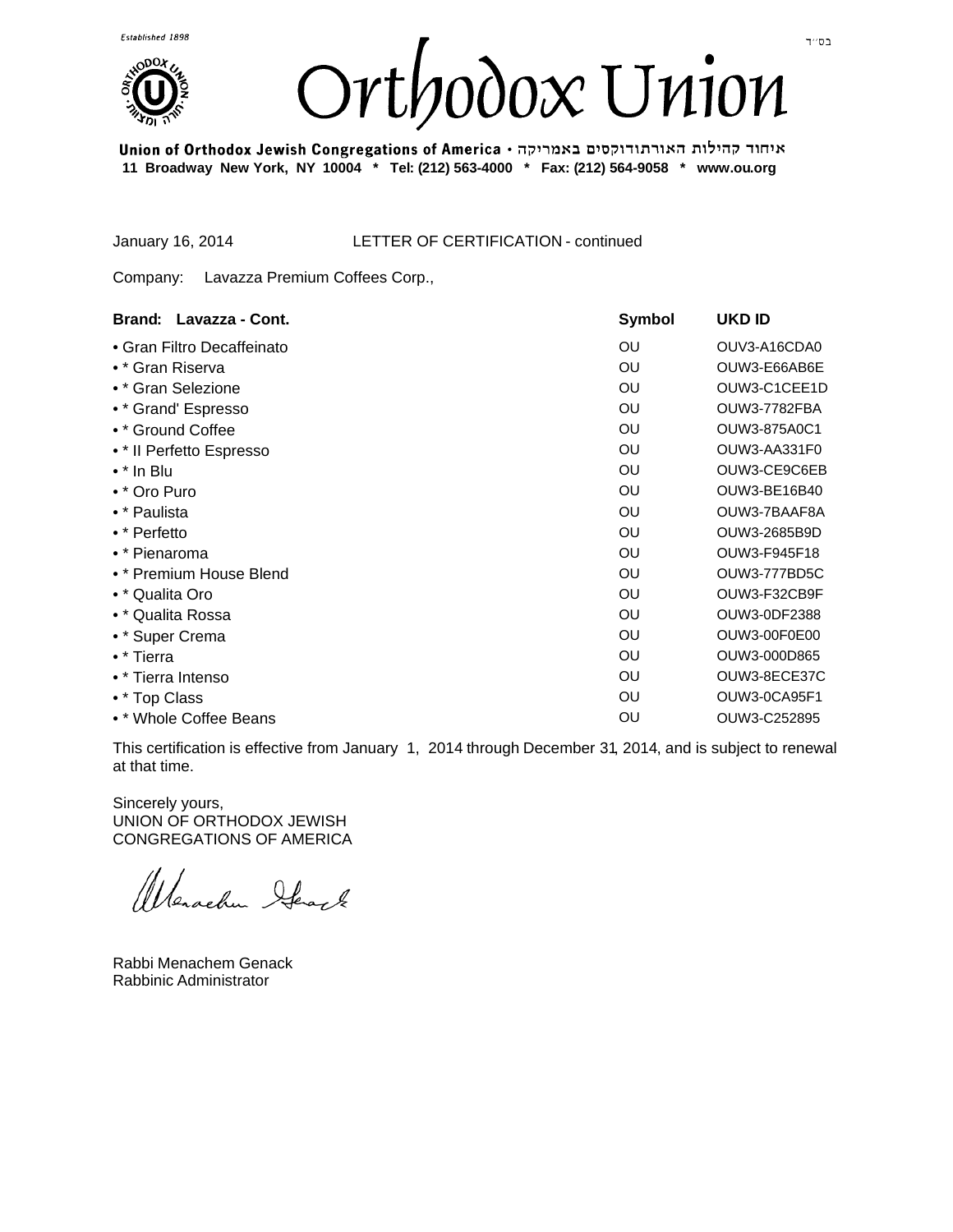Established 1898

בס״ד

# Orthodox Union

Union of Orthodox Jewish Congregations of America • איחוד קהילות האורתודוקסים באמריקה

**11 Broadway New York, NY 10004 * Tel: (212) 563-4000 * Fax: (212) 564-9058 * www.ou.org**

January 16, 2014 LETTER OF CERTIFICATION - continued

Company: Lavazza Premium Coffees Corp.,

| Brand: Lavazza - Cont. | Symbol | UKD ID |
|---|---|---|
| • Gran Filtro Decaffeinato | OU | OUV3-A16CDA0 |
| • * Gran Riserva | OU | OUW3-E66AB6E |
| • * Gran Selezione | OU | OUW3-C1CEE1D |
| • * Grand' Espresso | OU | OUW3-7782FBA |
| • * Ground Coffee | OU | OUW3-875A0C1 |
| • * Il Perfetto Espresso | OU | OUW3-AA331F0 |
| • * In Blu | OU | OUW3-CE9C6EB |
| • * Oro Puro | OU | OUW3-BE16B40 |
| • * Paulista | OU | OUW3-7BAAF8A |
| • * Perfetto | OU | OUW3-2685B9D |
| • * Pienaroma | OU | OUW3-F945F18 |
| • * Premium House Blend | OU | OUW3-777BD5C |
| • * Qualita Oro | OU | OUW3-F32CB9F |
| • * Qualita Rossa | OU | OUW3-0DF2388 |
| • * Super Crema | OU | OUW3-00F0E00 |
| • * Tierra | OU | OUW3-000D865 |
| • * Tierra Intenso | OU | OUW3-8ECE37C |
| • * Top Class | OU | OUW3-0CA95F1 |
| • * Whole Coffee Beans | OU | OUW3-C252895 |

This certification is effective from January 1, 2014 through December 31, 2014, and is subject to renewal at that time.

Sincerely yours,
UNION OF ORTHODOX JEWISH
CONGREGATIONS OF AMERICA

Rabbi Menachem Genack
Rabbinic Administrator